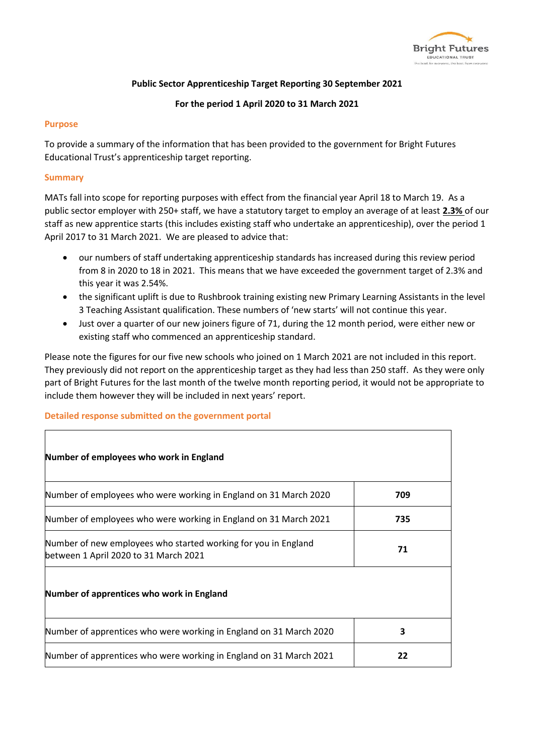Public Sector Apprenticeship Target Reporting 30 September 2021

For the period 1 April 2020 to 31 March 2021

## Purpose

To provide a summary of the information that has been provided to the government for Bright Futures Educational Trust's apprenticeship target reporting.

## Summary

MATs fall into scope for reporting purposes with effect from the financial year April 18 to March 19. As a public sector employer with 250+ staff, we have a statutory target to employ an average of at least **2.3%** of our staff as new apprentice starts (this includes existing staff who undertake an apprenticeship), over the period 1 April 2017 to 31 March 2021. We are pleased to advice that:

- our numbers of staff undertaking apprenticeship standards has increased during this review period from 8 in 2020 to 18 in 2021. This means that we have exceeded the government target of 2.3% and this year it was 2.54%.
- the significant uplift is due to Rushbrook training existing new Primary Learning Assistants in the level 3 Teaching Assistant qualification. These numbers of 'new starts' will not continue this year.
- Just over a quarter of our new joiners figure of 71, during the 12 month period, were either new or existing staff who commenced an apprenticeship standard.

Please note the figures for our five new schools who joined on 1 March 2021 are not included in this report. They previously did not report on the apprenticeship target as they had less than 250 staff. As they were only part of Bright Futures for the last month of the twelve month reporting period, it would not be appropriate to include them however they will be included in next years' report.

## Detailed response submitted on the government portal

| **Number of employees who work in England** | |
|---|---|
| Number of employees who were working in England on 31 March 2020 | **709** |
| Number of employees who were working in England on 31 March 2021 | **735** |
| Number of new employees who started working for you in England between 1 April 2020 to 31 March 2021 | **71** |
| **Number of apprentices who work in England** | |
| Number of apprentices who were working in England on 31 March 2020 | **3** |
| Number of apprentices who were working in England on 31 March 2021 | **22** |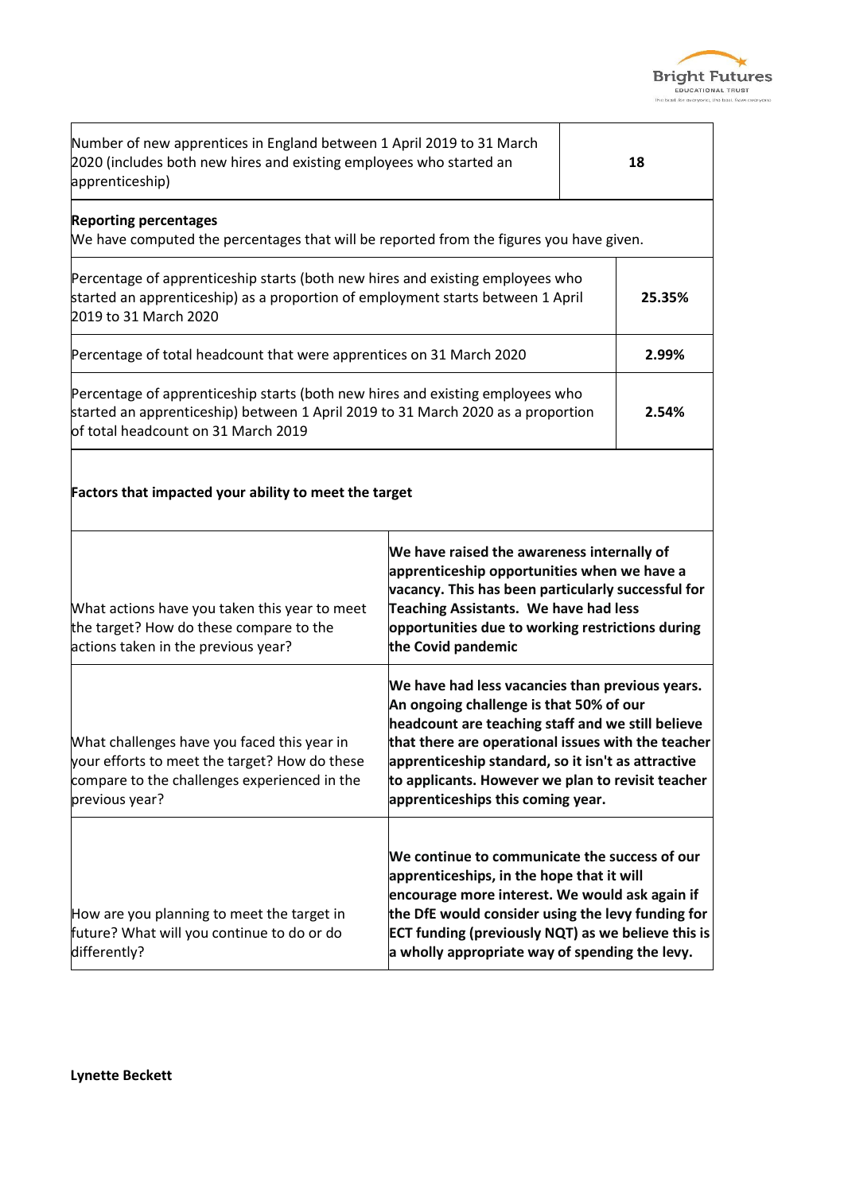| Number of new apprentices in England between 1 April 2019 to 31 March 2020 (includes both new hires and existing employees who started an apprenticeship) | **18** |
|---|---|

**Reporting percentages**
We have computed the percentages that will be reported from the figures you have given.

| Percentage of apprenticeship starts (both new hires and existing employees who started an apprenticeship) as a proportion of employment starts between 1 April 2019 to 31 March 2020 | **25.35%** |
|---|---|
| Percentage of total headcount that were apprentices on 31 March 2020 | **2.99%** |
| Percentage of apprenticeship starts (both new hires and existing employees who started an apprenticeship) between 1 April 2019 to 31 March 2020 as a proportion of total headcount on 31 March 2019 | **2.54%** |

**Factors that impacted your ability to meet the target**

| What actions have you taken this year to meet the target? How do these compare to the actions taken in the previous year? | **We have raised the awareness internally of apprenticeship opportunities when we have a vacancy. This has been particularly successful for Teaching Assistants. We have had less opportunities due to working restrictions during the Covid pandemic** |
|---|---|
| What challenges have you faced this year in your efforts to meet the target? How do these compare to the challenges experienced in the previous year? | **We have had less vacancies than previous years. An ongoing challenge is that 50% of our headcount are teaching staff and we still believe that there are operational issues with the teacher apprenticeship standard, so it isn't as attractive to applicants. However we plan to revisit teacher apprenticeships this coming year.** |
| How are you planning to meet the target in future? What will you continue to do or do differently? | **We continue to communicate the success of our apprenticeships, in the hope that it will encourage more interest. We would ask again if the DfE would consider using the levy funding for ECT funding (previously NQT) as we believe this is a wholly appropriate way of spending the levy.** |

**Lynette Beckett**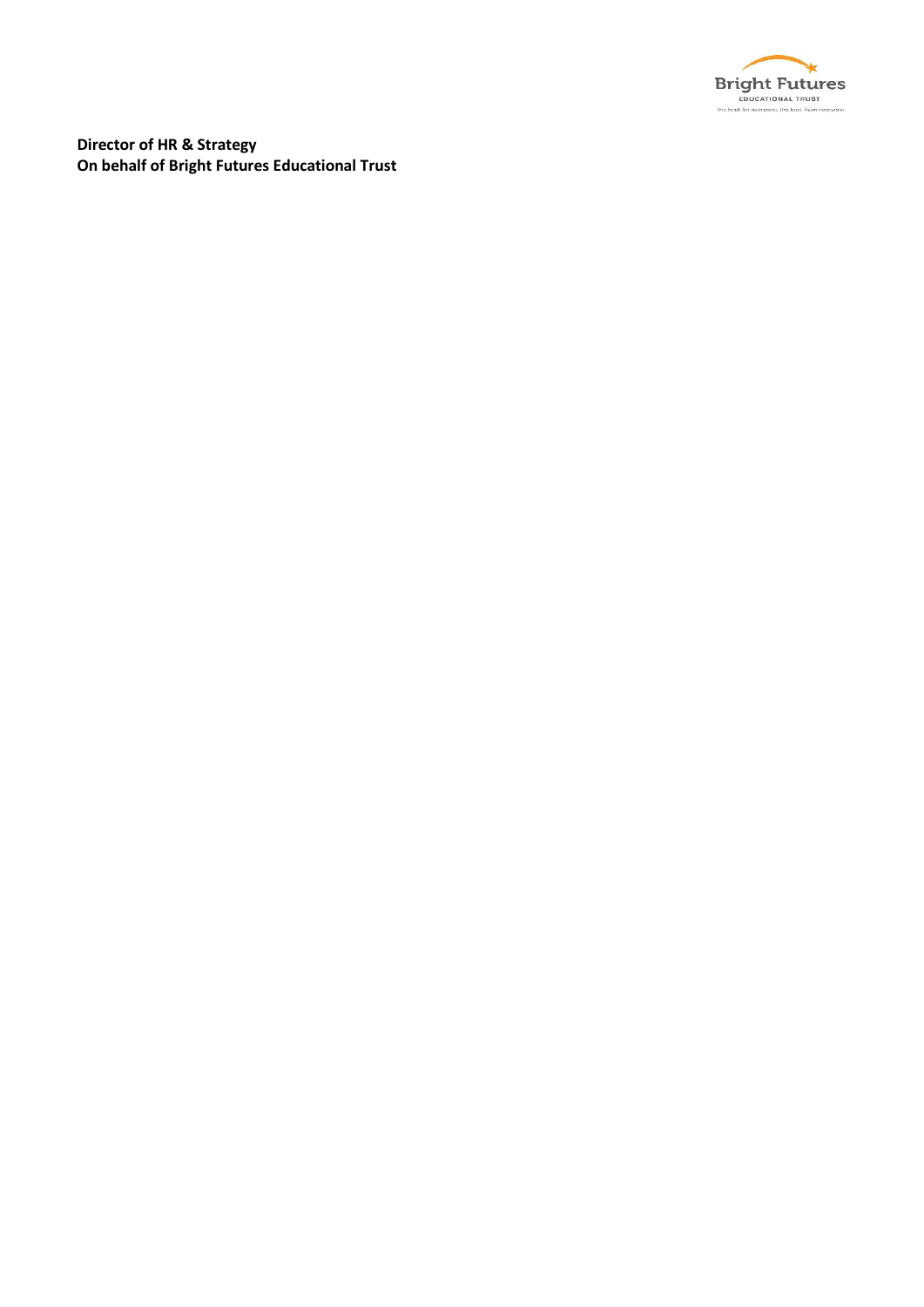**Director of HR & Strategy**
**On behalf of Bright Futures Educational Trust**